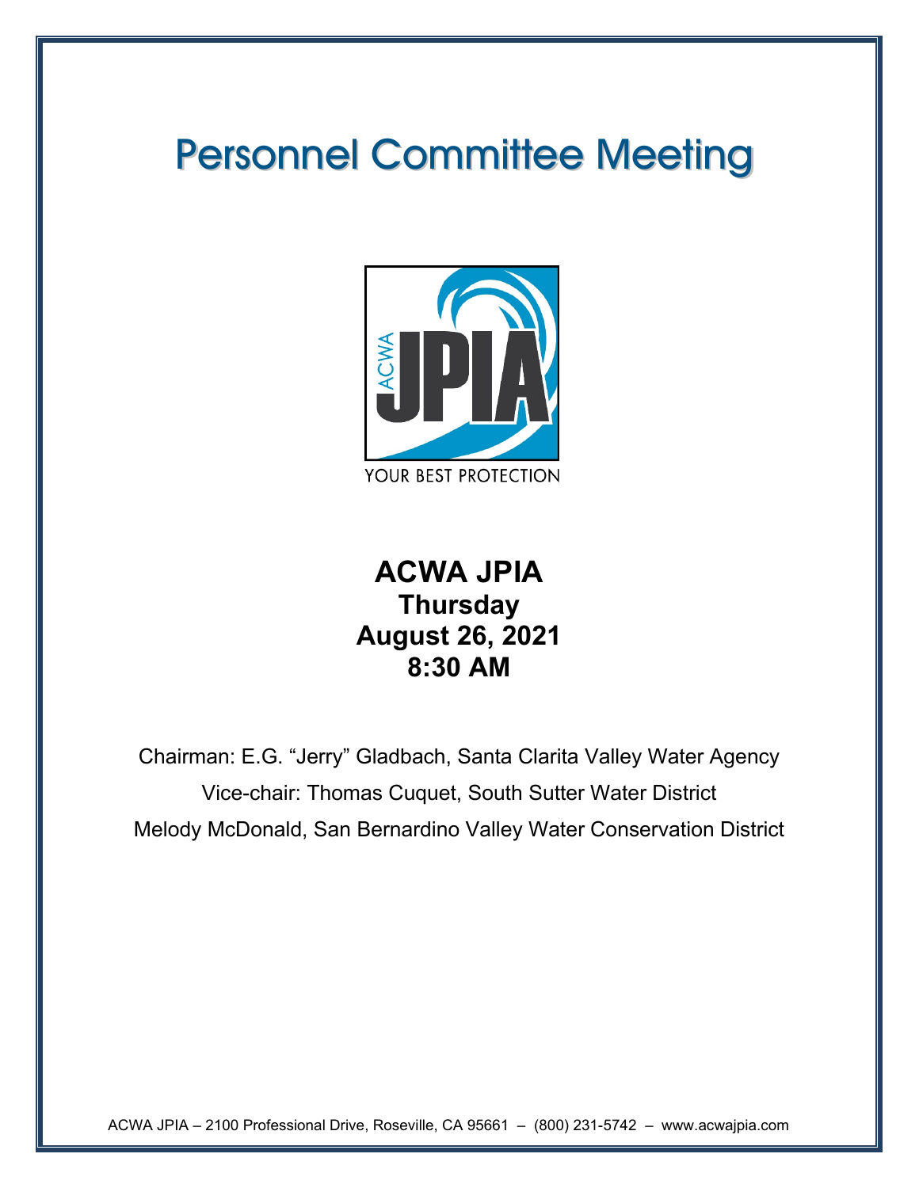# Personnel Committee Meeting

YOUR BEST PROTECTION

**ACWA JPIA**
**Thursday**
**August 26, 2021**
**8:30 AM**

Chairman: E.G. “Jerry” Gladbach, Santa Clarita Valley Water Agency

Vice-chair: Thomas Cuquet, South Sutter Water District

Melody McDonald, San Bernardino Valley Water Conservation District

ACWA JPIA – 2100 Professional Drive, Roseville, CA 95661 – (800) 231-5742 – www.acwajpia.com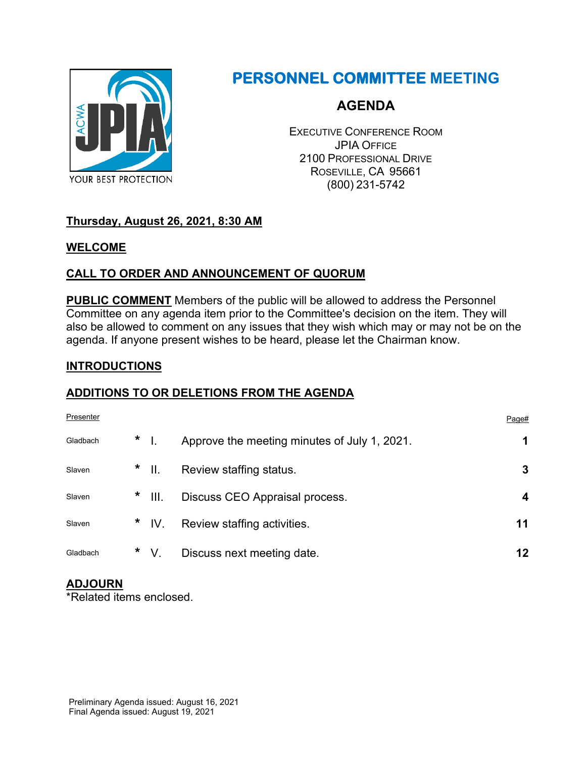# PERSONNEL COMMITTEE MEETING

## AGENDA

EXECUTIVE CONFERENCE ROOM
JPIA OFFICE
2100 PROFESSIONAL DRIVE
ROSEVILLE, CA 95661
(800) 231-5742

**Thursday, August 26, 2021, 8:30 AM**

**WELCOME**

**CALL TO ORDER AND ANNOUNCEMENT OF QUORUM**

**PUBLIC COMMENT** Members of the public will be allowed to address the Personnel Committee on any agenda item prior to the Committee's decision on the item. They will also be allowed to comment on any issues that they wish which may or may not be on the agenda. If anyone present wishes to be heard, please let the Chairman know.

**INTRODUCTIONS**

**ADDITIONS TO OR DELETIONS FROM THE AGENDA**

| Presenter | | | | Page# |
|---|---|---|---|---|
| Gladbach | * | I. | Approve the meeting minutes of July 1, 2021. | **1** |
| Slaven | * | II. | Review staffing status. | **3** |
| Slaven | * | III. | Discuss CEO Appraisal process. | **4** |
| Slaven | * | IV. | Review staffing activities. | **11** |
| Gladbach | * | V. | Discuss next meeting date. | **12** |

**ADJOURN**
*Related items enclosed.

Preliminary Agenda issued: August 16, 2021
Final Agenda issued: August 19, 2021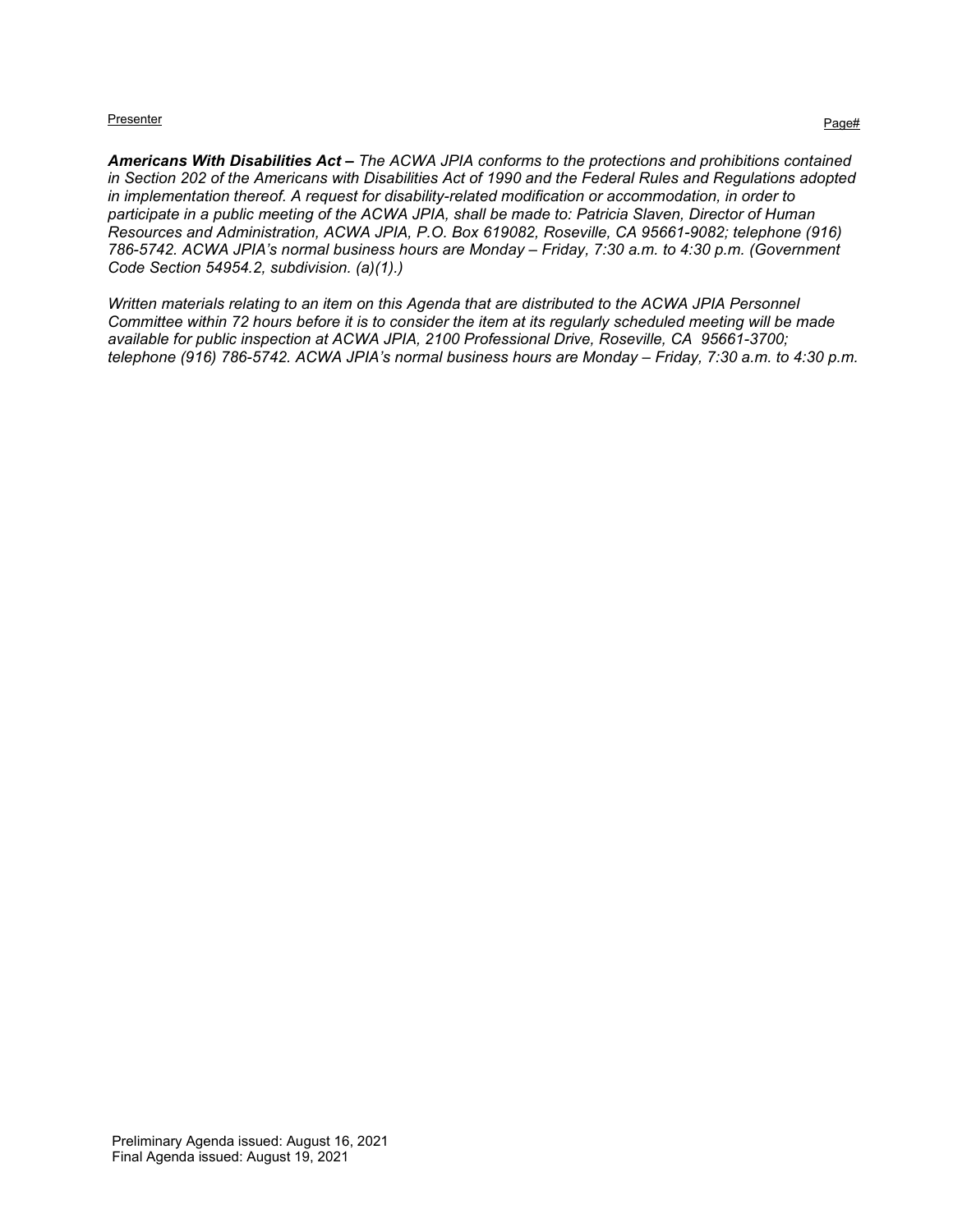Presenter Page#

***Americans With Disabilities Act –*** *The ACWA JPIA conforms to the protections and prohibitions contained in Section 202 of the Americans with Disabilities Act of 1990 and the Federal Rules and Regulations adopted in implementation thereof. A request for disability-related modification or accommodation, in order to participate in a public meeting of the ACWA JPIA, shall be made to: Patricia Slaven, Director of Human Resources and Administration, ACWA JPIA, P.O. Box 619082, Roseville, CA 95661-9082; telephone (916) 786-5742. ACWA JPIA's normal business hours are Monday – Friday, 7:30 a.m. to 4:30 p.m. (Government Code Section 54954.2, subdivision. (a)(1).)*

*Written materials relating to an item on this Agenda that are distributed to the ACWA JPIA Personnel Committee within 72 hours before it is to consider the item at its regularly scheduled meeting will be made available for public inspection at ACWA JPIA, 2100 Professional Drive, Roseville, CA 95661-3700; telephone (916) 786-5742. ACWA JPIA's normal business hours are Monday – Friday, 7:30 a.m. to 4:30 p.m.*

Preliminary Agenda issued: August 16, 2021
Final Agenda issued: August 19, 2021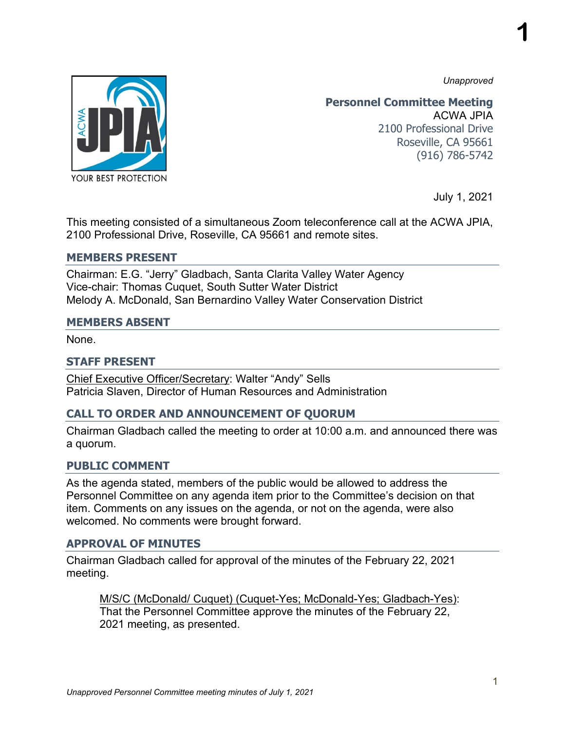*Unapproved*

**Personnel Committee Meeting**
ACWA JPIA
2100 Professional Drive
Roseville, CA 95661
(916) 786-5742

July 1, 2021

This meeting consisted of a simultaneous Zoom teleconference call at the ACWA JPIA, 2100 Professional Drive, Roseville, CA 95661 and remote sites.

## MEMBERS PRESENT

Chairman: E.G. "Jerry" Gladbach, Santa Clarita Valley Water Agency
Vice-chair: Thomas Cuquet, South Sutter Water District
Melody A. McDonald, San Bernardino Valley Water Conservation District

## MEMBERS ABSENT

None.

## STAFF PRESENT

Chief Executive Officer/Secretary: Walter "Andy" Sells
Patricia Slaven, Director of Human Resources and Administration

## CALL TO ORDER AND ANNOUNCEMENT OF QUORUM

Chairman Gladbach called the meeting to order at 10:00 a.m. and announced there was a quorum.

## PUBLIC COMMENT

As the agenda stated, members of the public would be allowed to address the Personnel Committee on any agenda item prior to the Committee's decision on that item. Comments on any issues on the agenda, or not on the agenda, were also welcomed. No comments were brought forward.

## APPROVAL OF MINUTES

Chairman Gladbach called for approval of the minutes of the February 22, 2021 meeting.

> M/S/C (McDonald/ Cuquet) (Cuquet-Yes; McDonald-Yes; Gladbach-Yes): That the Personnel Committee approve the minutes of the February 22, 2021 meeting, as presented.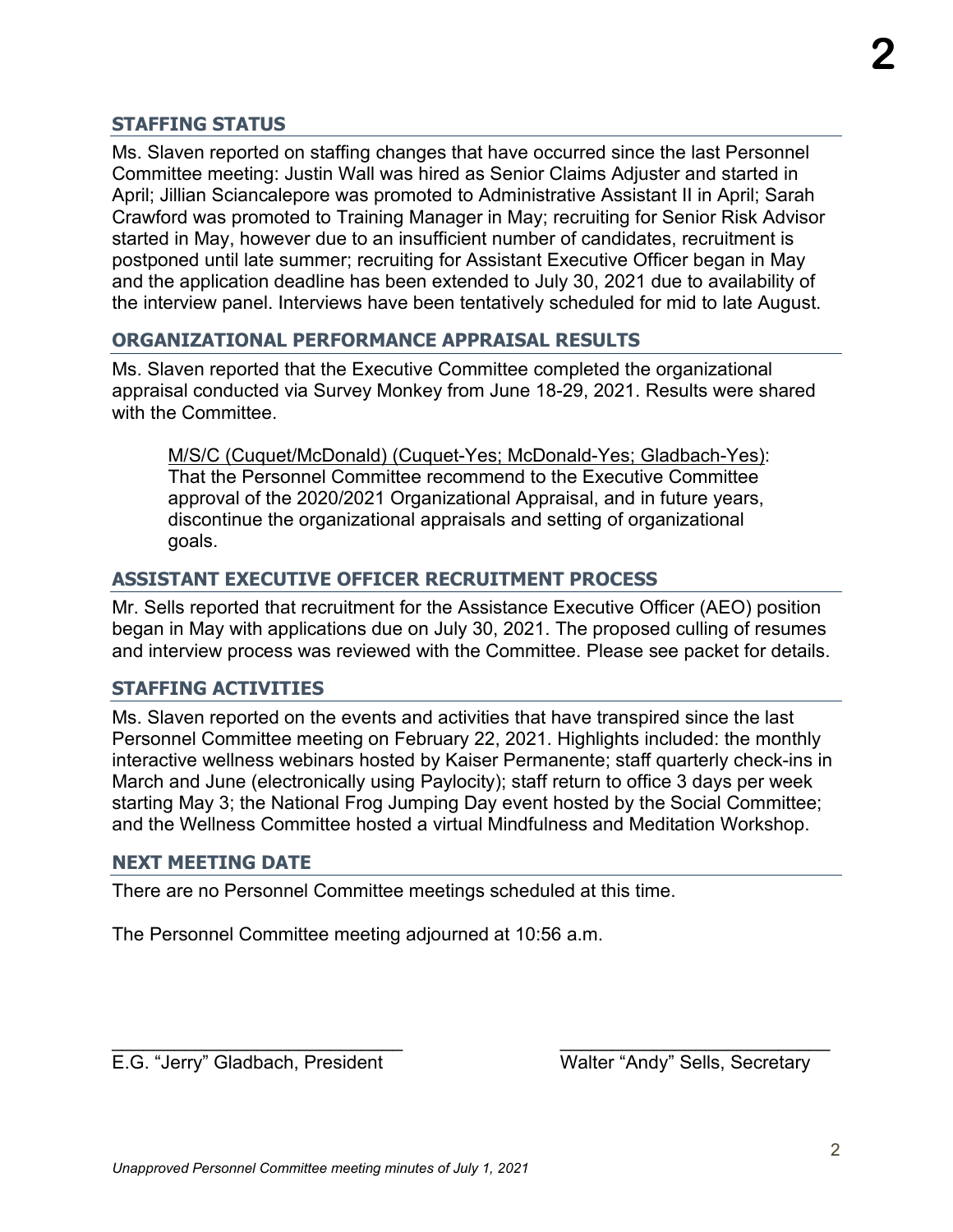## STAFFING STATUS

Ms. Slaven reported on staffing changes that have occurred since the last Personnel Committee meeting: Justin Wall was hired as Senior Claims Adjuster and started in April; Jillian Sciancalepore was promoted to Administrative Assistant II in April; Sarah Crawford was promoted to Training Manager in May; recruiting for Senior Risk Advisor started in May, however due to an insufficient number of candidates, recruitment is postponed until late summer; recruiting for Assistant Executive Officer began in May and the application deadline has been extended to July 30, 2021 due to availability of the interview panel. Interviews have been tentatively scheduled for mid to late August.

## ORGANIZATIONAL PERFORMANCE APPRAISAL RESULTS

Ms. Slaven reported that the Executive Committee completed the organizational appraisal conducted via Survey Monkey from June 18-29, 2021. Results were shared with the Committee.

> M/S/C (Cuquet/McDonald) (Cuquet-Yes; McDonald-Yes; Gladbach-Yes): That the Personnel Committee recommend to the Executive Committee approval of the 2020/2021 Organizational Appraisal, and in future years, discontinue the organizational appraisals and setting of organizational goals.

## ASSISTANT EXECUTIVE OFFICER RECRUITMENT PROCESS

Mr. Sells reported that recruitment for the Assistance Executive Officer (AEO) position began in May with applications due on July 30, 2021. The proposed culling of resumes and interview process was reviewed with the Committee. Please see packet for details.

## STAFFING ACTIVITIES

Ms. Slaven reported on the events and activities that have transpired since the last Personnel Committee meeting on February 22, 2021. Highlights included: the monthly interactive wellness webinars hosted by Kaiser Permanente; staff quarterly check-ins in March and June (electronically using Paylocity); staff return to office 3 days per week starting May 3; the National Frog Jumping Day event hosted by the Social Committee; and the Wellness Committee hosted a virtual Mindfulness and Meditation Workshop.

## NEXT MEETING DATE

There are no Personnel Committee meetings scheduled at this time.

The Personnel Committee meeting adjourned at 10:56 a.m.

\_\_\_\_\_\_\_\_\_\_\_\_\_\_\_\_\_\_\_\_\_\_\_\_\_\_\_\_
E.G. "Jerry" Gladbach, President

\_\_\_\_\_\_\_\_\_\_\_\_\_\_\_\_\_\_\_\_\_\_\_\_\_\_\_\_
Walter "Andy" Sells, Secretary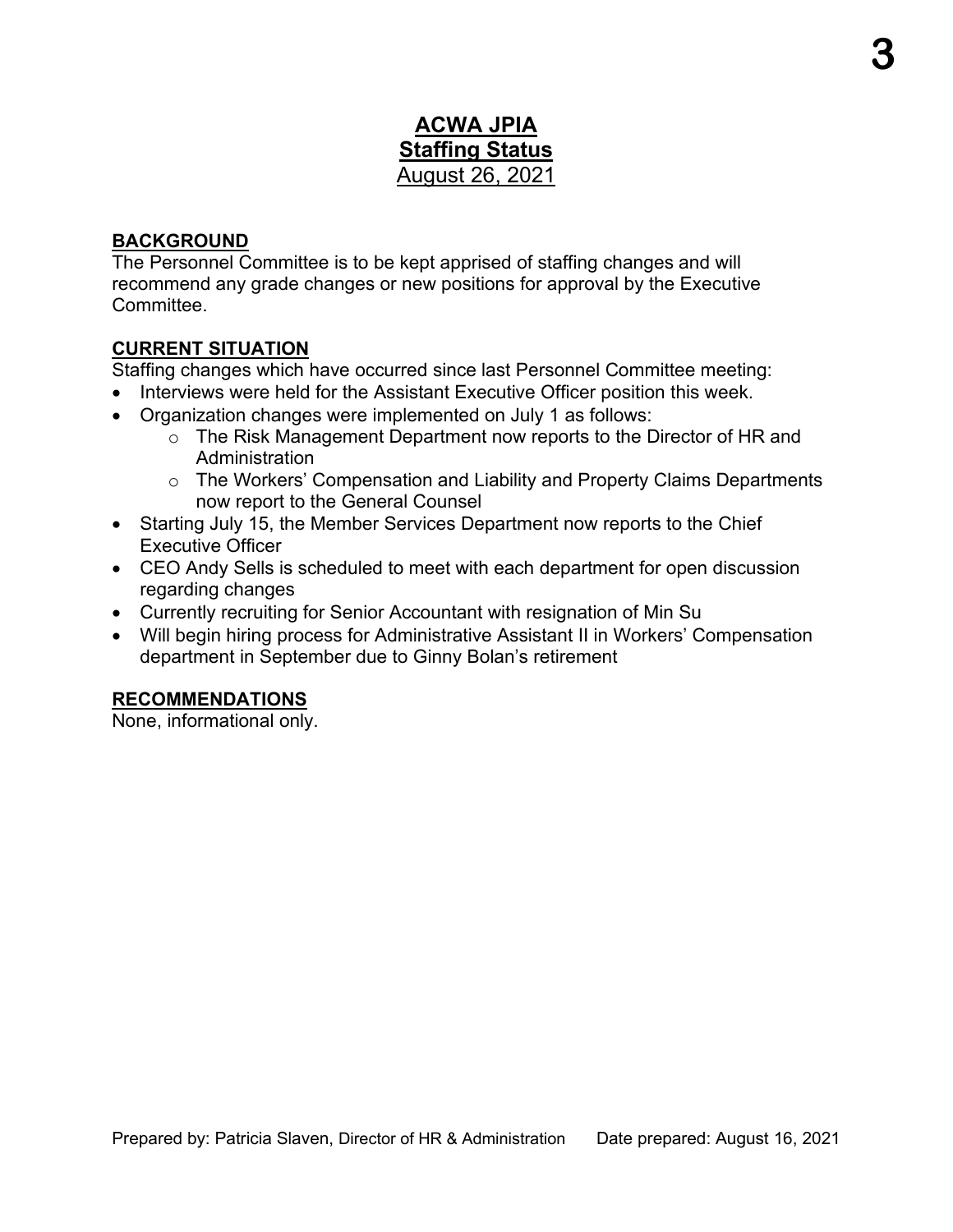# ACWA JPIA
## Staffing Status
August 26, 2021

**BACKGROUND**

The Personnel Committee is to be kept apprised of staffing changes and will recommend any grade changes or new positions for approval by the Executive Committee.

**CURRENT SITUATION**

Staffing changes which have occurred since last Personnel Committee meeting:

- Interviews were held for the Assistant Executive Officer position this week.
- Organization changes were implemented on July 1 as follows:
  - The Risk Management Department now reports to the Director of HR and Administration
  - The Workers' Compensation and Liability and Property Claims Departments now report to the General Counsel
- Starting July 15, the Member Services Department now reports to the Chief Executive Officer
- CEO Andy Sells is scheduled to meet with each department for open discussion regarding changes
- Currently recruiting for Senior Accountant with resignation of Min Su
- Will begin hiring process for Administrative Assistant II in Workers' Compensation department in September due to Ginny Bolan's retirement

**RECOMMENDATIONS**

None, informational only.

Prepared by: Patricia Slaven, Director of HR & Administration Date prepared: August 16, 2021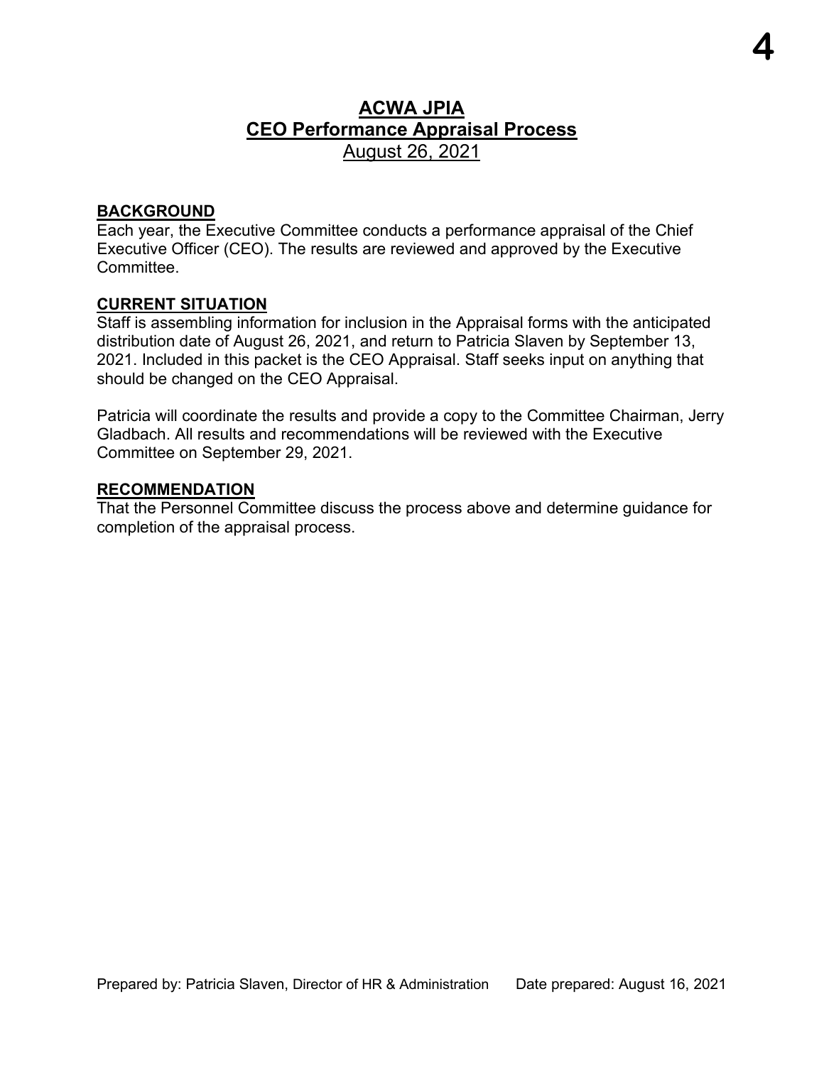# ACWA JPIA
## CEO Performance Appraisal Process
August 26, 2021

**BACKGROUND**

Each year, the Executive Committee conducts a performance appraisal of the Chief Executive Officer (CEO). The results are reviewed and approved by the Executive Committee.

**CURRENT SITUATION**

Staff is assembling information for inclusion in the Appraisal forms with the anticipated distribution date of August 26, 2021, and return to Patricia Slaven by September 13, 2021. Included in this packet is the CEO Appraisal. Staff seeks input on anything that should be changed on the CEO Appraisal.

Patricia will coordinate the results and provide a copy to the Committee Chairman, Jerry Gladbach. All results and recommendations will be reviewed with the Executive Committee on September 29, 2021.

**RECOMMENDATION**

That the Personnel Committee discuss the process above and determine guidance for completion of the appraisal process.

Prepared by: Patricia Slaven, Director of HR & Administration    Date prepared: August 16, 2021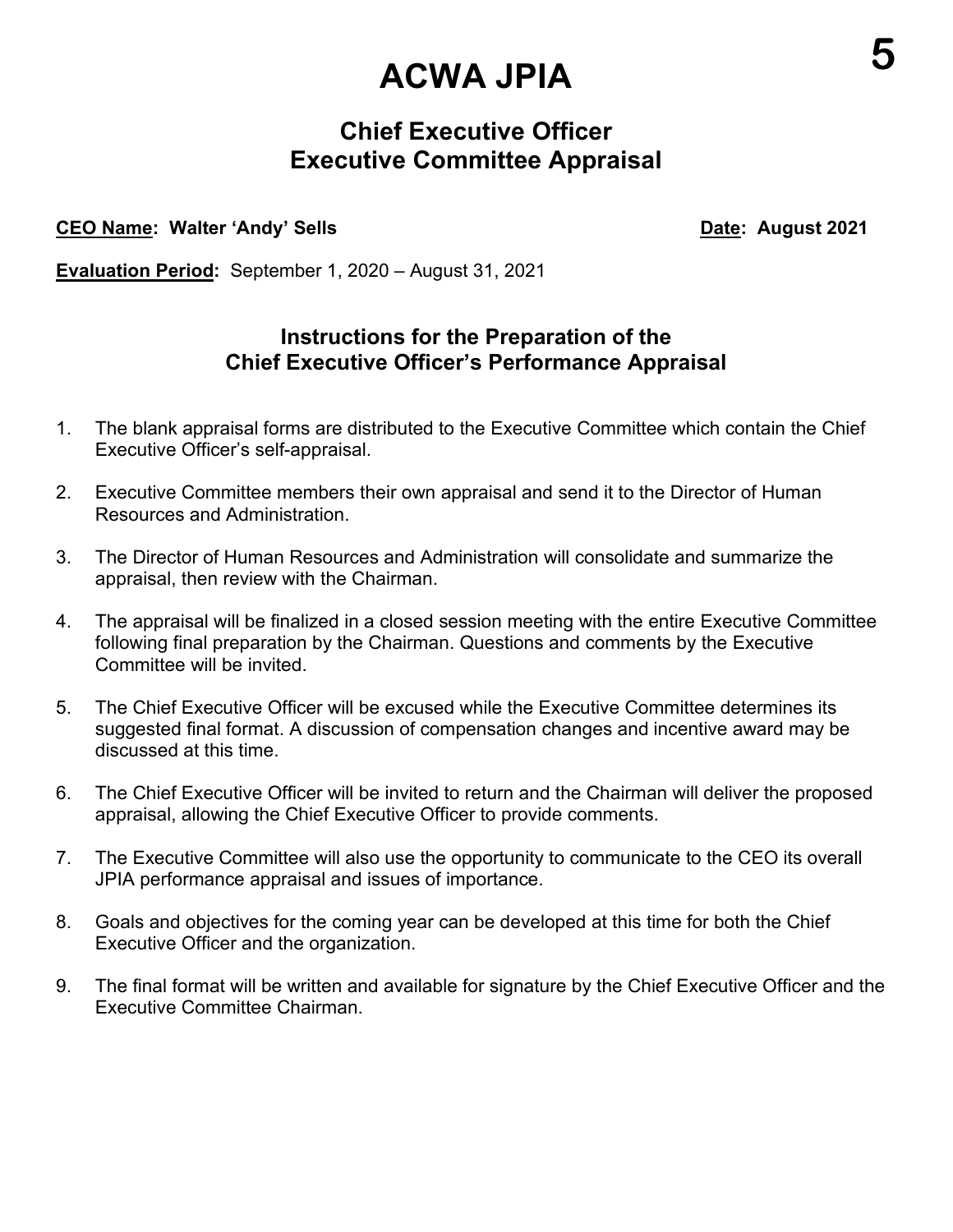# ACWA JPIA

## Chief Executive Officer
## Executive Committee Appraisal

**CEO Name: Walter 'Andy' Sells** **Date: August 2021**

**Evaluation Period:** September 1, 2020 – August 31, 2021

### Instructions for the Preparation of the Chief Executive Officer's Performance Appraisal

1. The blank appraisal forms are distributed to the Executive Committee which contain the Chief Executive Officer's self-appraisal.

2. Executive Committee members their own appraisal and send it to the Director of Human Resources and Administration.

3. The Director of Human Resources and Administration will consolidate and summarize the appraisal, then review with the Chairman.

4. The appraisal will be finalized in a closed session meeting with the entire Executive Committee following final preparation by the Chairman. Questions and comments by the Executive Committee will be invited.

5. The Chief Executive Officer will be excused while the Executive Committee determines its suggested final format. A discussion of compensation changes and incentive award may be discussed at this time.

6. The Chief Executive Officer will be invited to return and the Chairman will deliver the proposed appraisal, allowing the Chief Executive Officer to provide comments.

7. The Executive Committee will also use the opportunity to communicate to the CEO its overall JPIA performance appraisal and issues of importance.

8. Goals and objectives for the coming year can be developed at this time for both the Chief Executive Officer and the organization.

9. The final format will be written and available for signature by the Chief Executive Officer and the Executive Committee Chairman.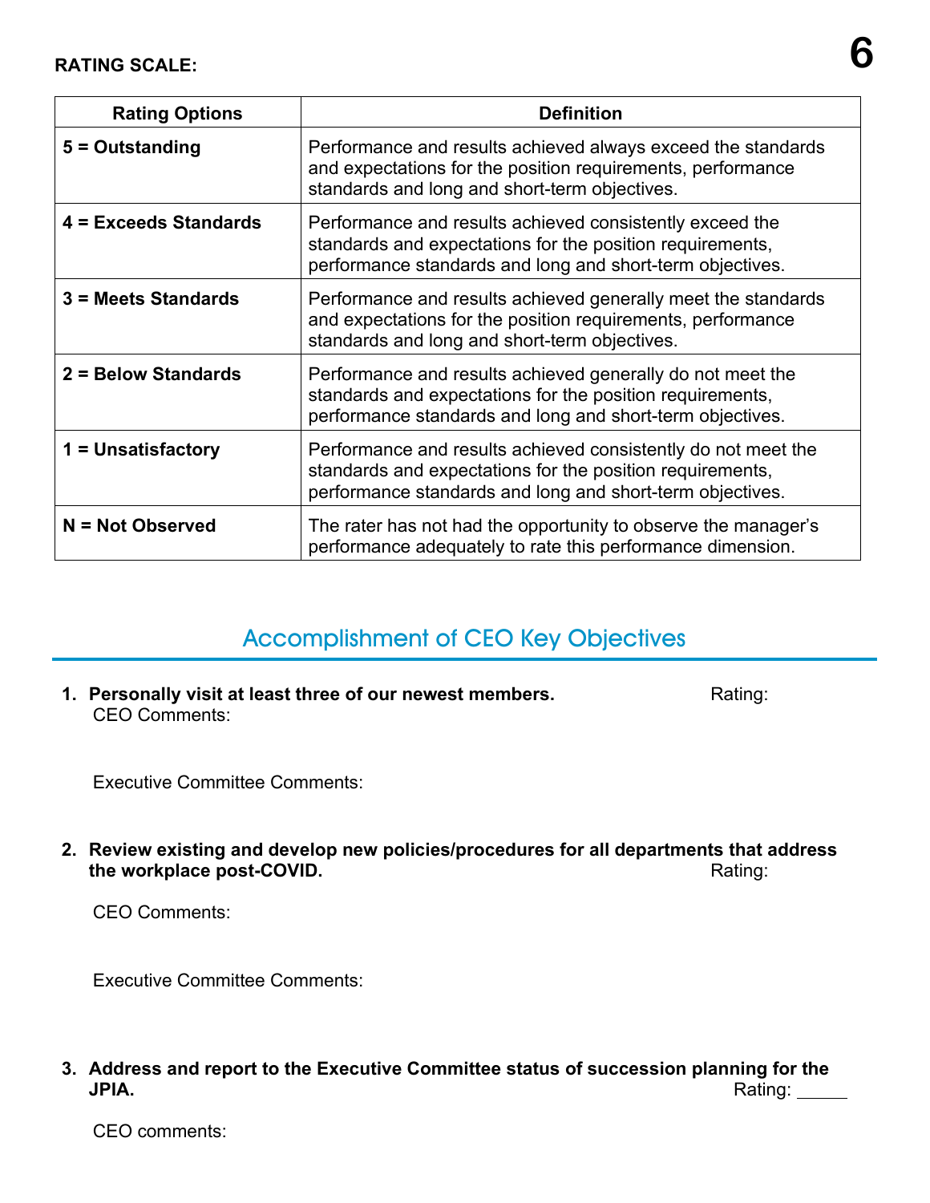**RATING SCALE:**

| Rating Options | Definition |
|---|---|
| **5 = Outstanding** | Performance and results achieved always exceed the standards and expectations for the position requirements, performance standards and long and short-term objectives. |
| **4 = Exceeds Standards** | Performance and results achieved consistently exceed the standards and expectations for the position requirements, performance standards and long and short-term objectives. |
| **3 = Meets Standards** | Performance and results achieved generally meet the standards and expectations for the position requirements, performance standards and long and short-term objectives. |
| **2 = Below Standards** | Performance and results achieved generally do not meet the standards and expectations for the position requirements, performance standards and long and short-term objectives. |
| **1 = Unsatisfactory** | Performance and results achieved consistently do not meet the standards and expectations for the position requirements, performance standards and long and short-term objectives. |
| **N = Not Observed** | The rater has not had the opportunity to observe the manager's performance adequately to rate this performance dimension. |

## Accomplishment of CEO Key Objectives

1. **Personally visit at least three of our newest members.** Rating:

   CEO Comments:

   Executive Committee Comments:

2. **Review existing and develop new policies/procedures for all departments that address the workplace post-COVID.** Rating:

   CEO Comments:

   Executive Committee Comments:

3. **Address and report to the Executive Committee status of succession planning for the JPIA.** Rating: _____

   CEO comments: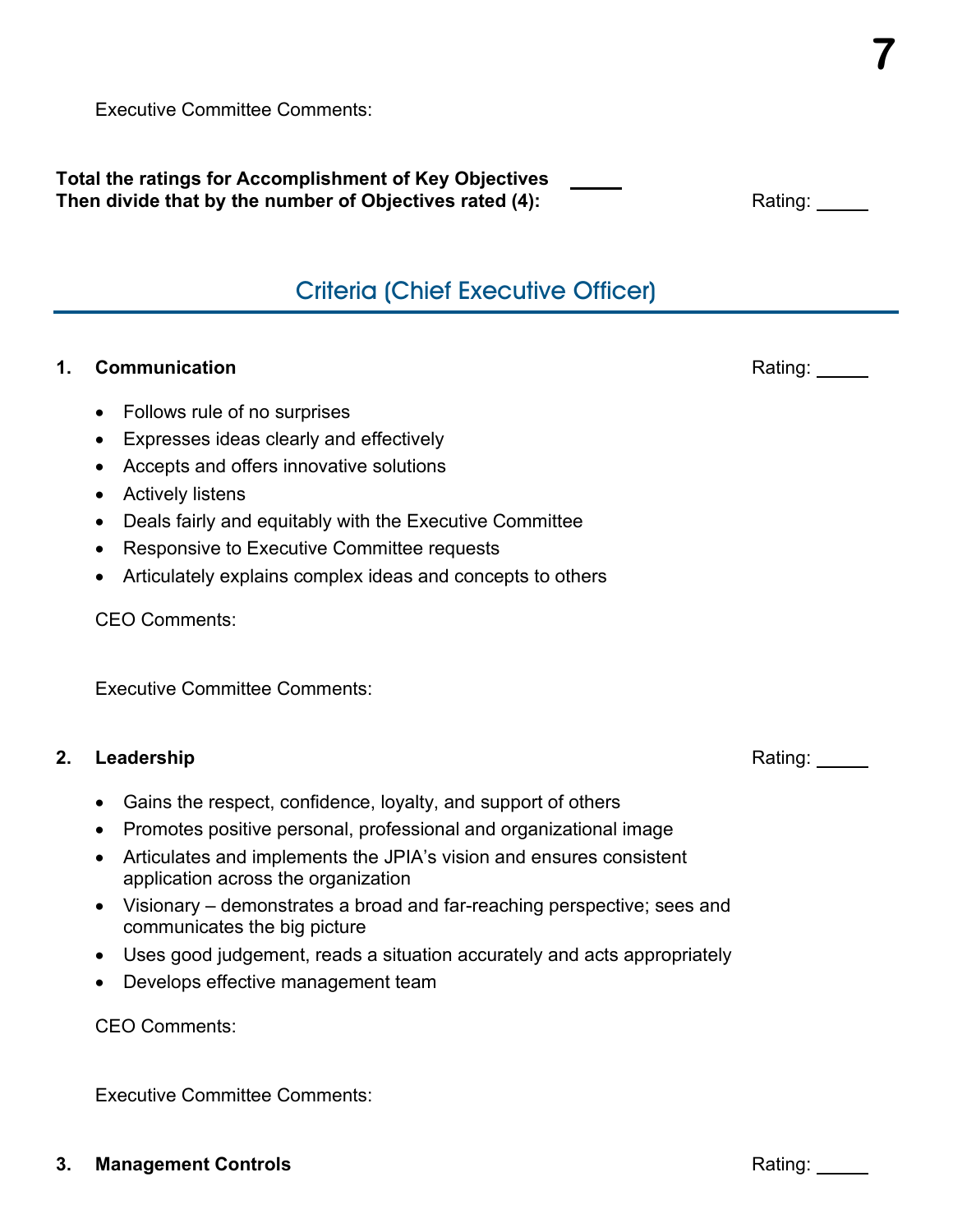Executive Committee Comments:

**Total the ratings for Accomplishment of Key Objectives** _____
**Then divide that by the number of Objectives rated (4):** Rating: _____

## Criteria (Chief Executive Officer)

**1. Communication** Rating: _____

- Follows rule of no surprises
- Expresses ideas clearly and effectively
- Accepts and offers innovative solutions
- Actively listens
- Deals fairly and equitably with the Executive Committee
- Responsive to Executive Committee requests
- Articulately explains complex ideas and concepts to others

CEO Comments:

Executive Committee Comments:

**2. Leadership** Rating: _____

- Gains the respect, confidence, loyalty, and support of others
- Promotes positive personal, professional and organizational image
- Articulates and implements the JPIA's vision and ensures consistent application across the organization
- Visionary – demonstrates a broad and far-reaching perspective; sees and communicates the big picture
- Uses good judgement, reads a situation accurately and acts appropriately
- Develops effective management team

CEO Comments:

Executive Committee Comments:

**3. Management Controls** Rating: _____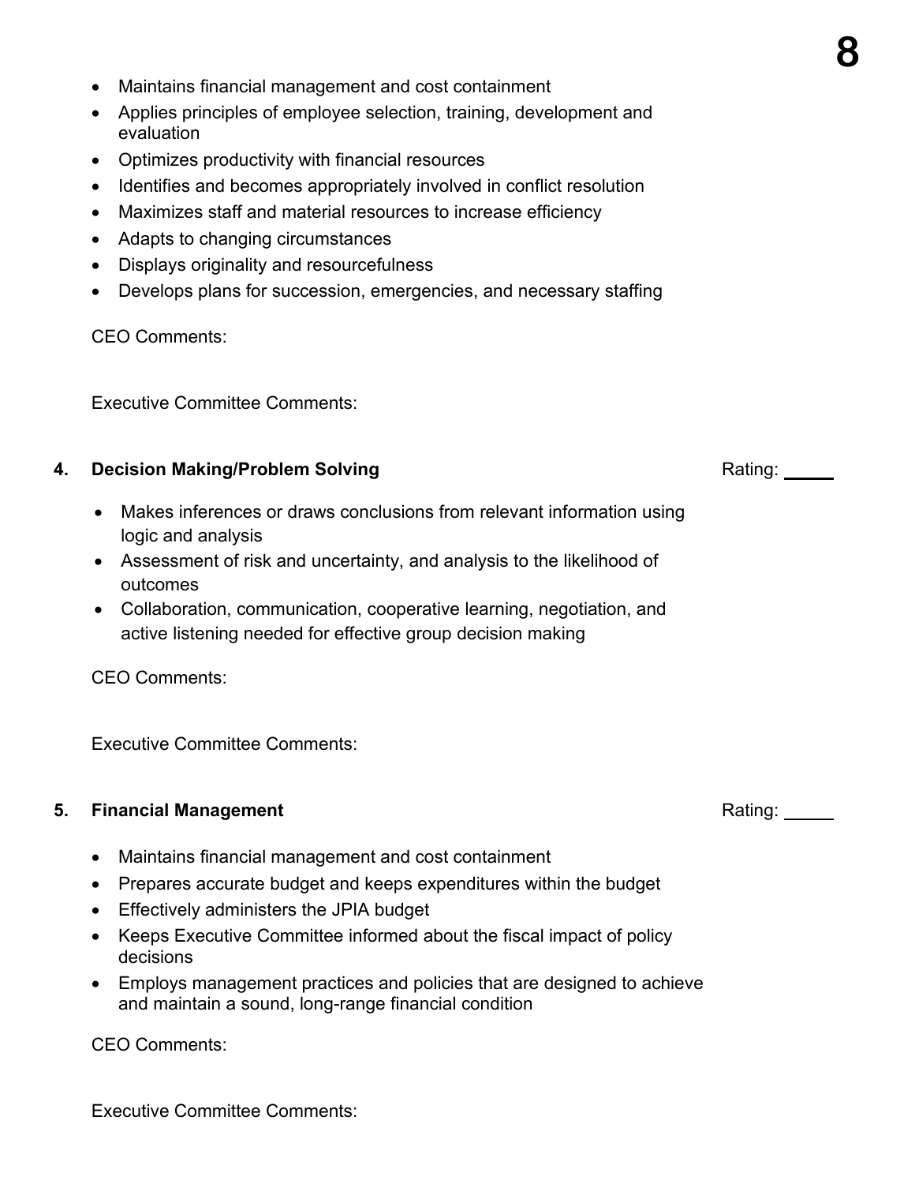- Maintains financial management and cost containment
- Applies principles of employee selection, training, development and evaluation
- Optimizes productivity with financial resources
- Identifies and becomes appropriately involved in conflict resolution
- Maximizes staff and material resources to increase efficiency
- Adapts to changing circumstances
- Displays originality and resourcefulness
- Develops plans for succession, emergencies, and necessary staffing

CEO Comments:

Executive Committee Comments:

**4. Decision Making/Problem Solving** Rating: _____

- Makes inferences or draws conclusions from relevant information using logic and analysis
- Assessment of risk and uncertainty, and analysis to the likelihood of outcomes
- Collaboration, communication, cooperative learning, negotiation, and active listening needed for effective group decision making

CEO Comments:

Executive Committee Comments:

**5. Financial Management** Rating: _____

- Maintains financial management and cost containment
- Prepares accurate budget and keeps expenditures within the budget
- Effectively administers the JPIA budget
- Keeps Executive Committee informed about the fiscal impact of policy decisions
- Employs management practices and policies that are designed to achieve and maintain a sound, long-range financial condition

CEO Comments:

Executive Committee Comments: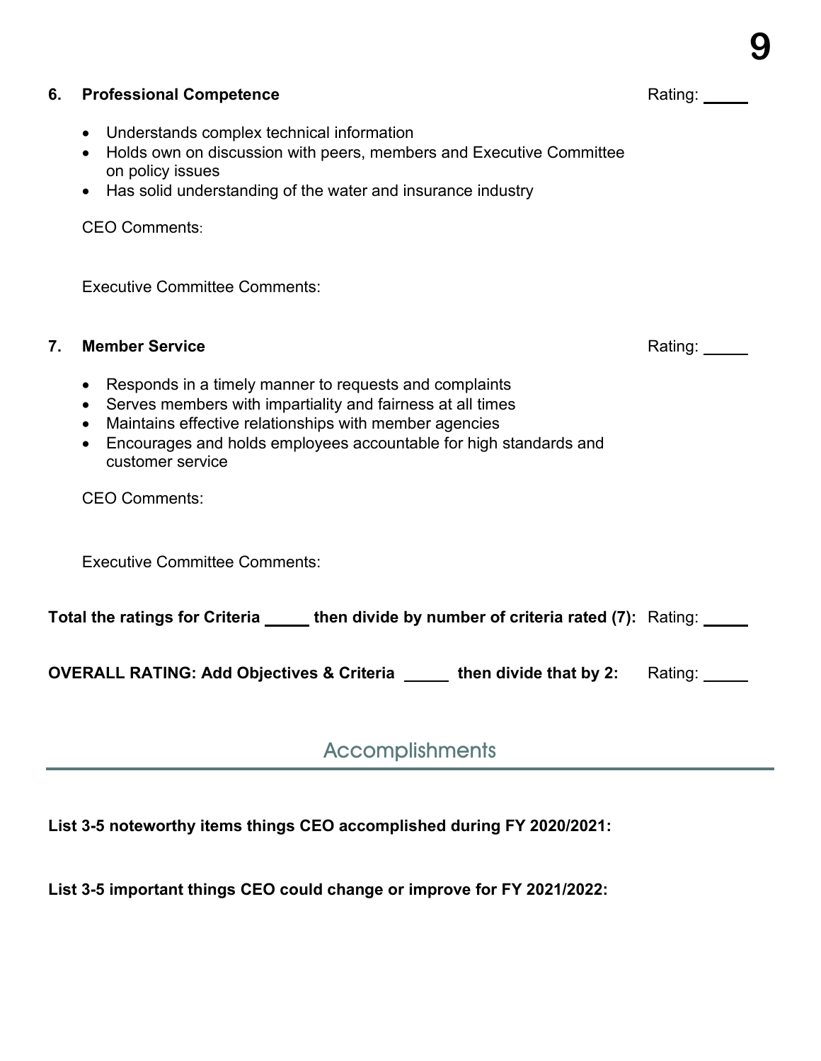**6. Professional Competence** Rating: _____

- Understands complex technical information
- Holds own on discussion with peers, members and Executive Committee on policy issues
- Has solid understanding of the water and insurance industry

CEO Comments:

Executive Committee Comments:

**7. Member Service** Rating: _____

- Responds in a timely manner to requests and complaints
- Serves members with impartiality and fairness at all times
- Maintains effective relationships with member agencies
- Encourages and holds employees accountable for high standards and customer service

CEO Comments:

Executive Committee Comments:

**Total the ratings for Criteria _____ then divide by number of criteria rated (7):** Rating: _____

**OVERALL RATING: Add Objectives & Criteria _____ then divide that by 2:** Rating: _____

## Accomplishments

**List 3-5 noteworthy items things CEO accomplished during FY 2020/2021:**

**List 3-5 important things CEO could change or improve for FY 2021/2022:**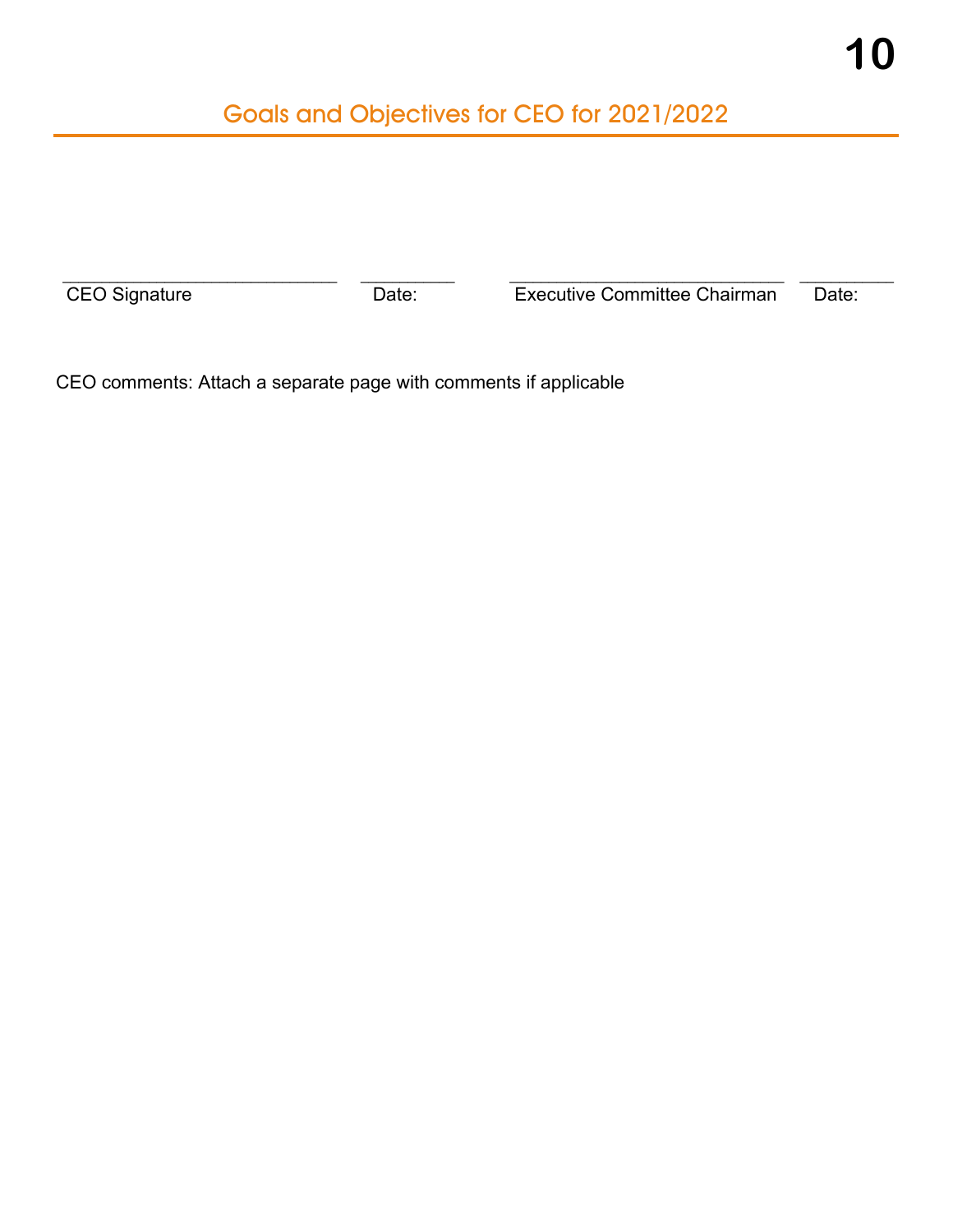## Goals and Objectives for CEO for 2021/2022

| | | | |
|---|---|---|---|
| ___________________________ | _________ | ___________________________ | _________ |
| CEO Signature | Date: | Executive Committee Chairman | Date: |

CEO comments: Attach a separate page with comments if applicable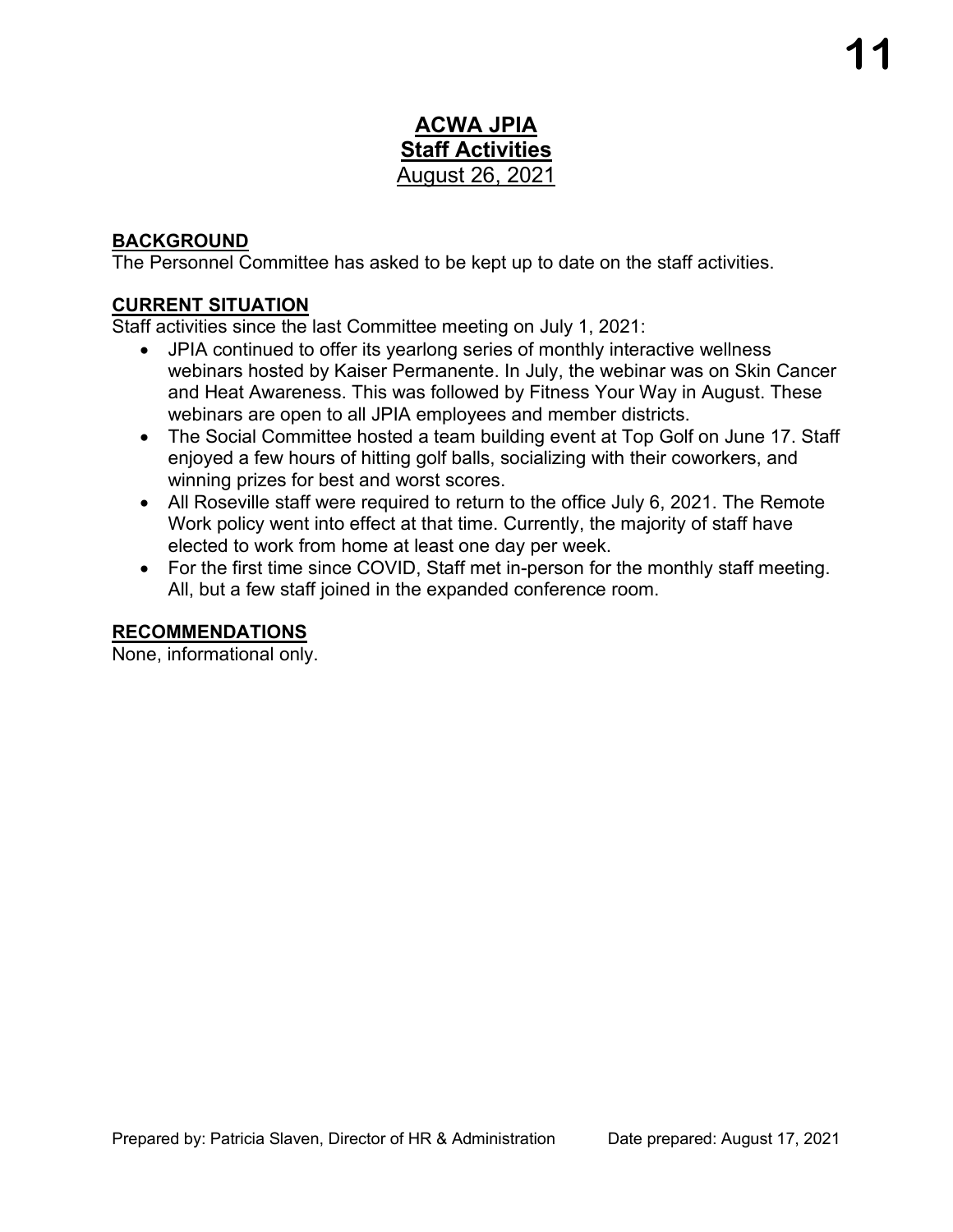# ACWA JPIA
## Staff Activities
August 26, 2021

**BACKGROUND**

The Personnel Committee has asked to be kept up to date on the staff activities.

**CURRENT SITUATION**

Staff activities since the last Committee meeting on July 1, 2021:

- JPIA continued to offer its yearlong series of monthly interactive wellness webinars hosted by Kaiser Permanente. In July, the webinar was on Skin Cancer and Heat Awareness. This was followed by Fitness Your Way in August. These webinars are open to all JPIA employees and member districts.
- The Social Committee hosted a team building event at Top Golf on June 17. Staff enjoyed a few hours of hitting golf balls, socializing with their coworkers, and winning prizes for best and worst scores.
- All Roseville staff were required to return to the office July 6, 2021. The Remote Work policy went into effect at that time. Currently, the majority of staff have elected to work from home at least one day per week.
- For the first time since COVID, Staff met in-person for the monthly staff meeting. All, but a few staff joined in the expanded conference room.

**RECOMMENDATIONS**

None, informational only.

Prepared by: Patricia Slaven, Director of HR & Administration Date prepared: August 17, 2021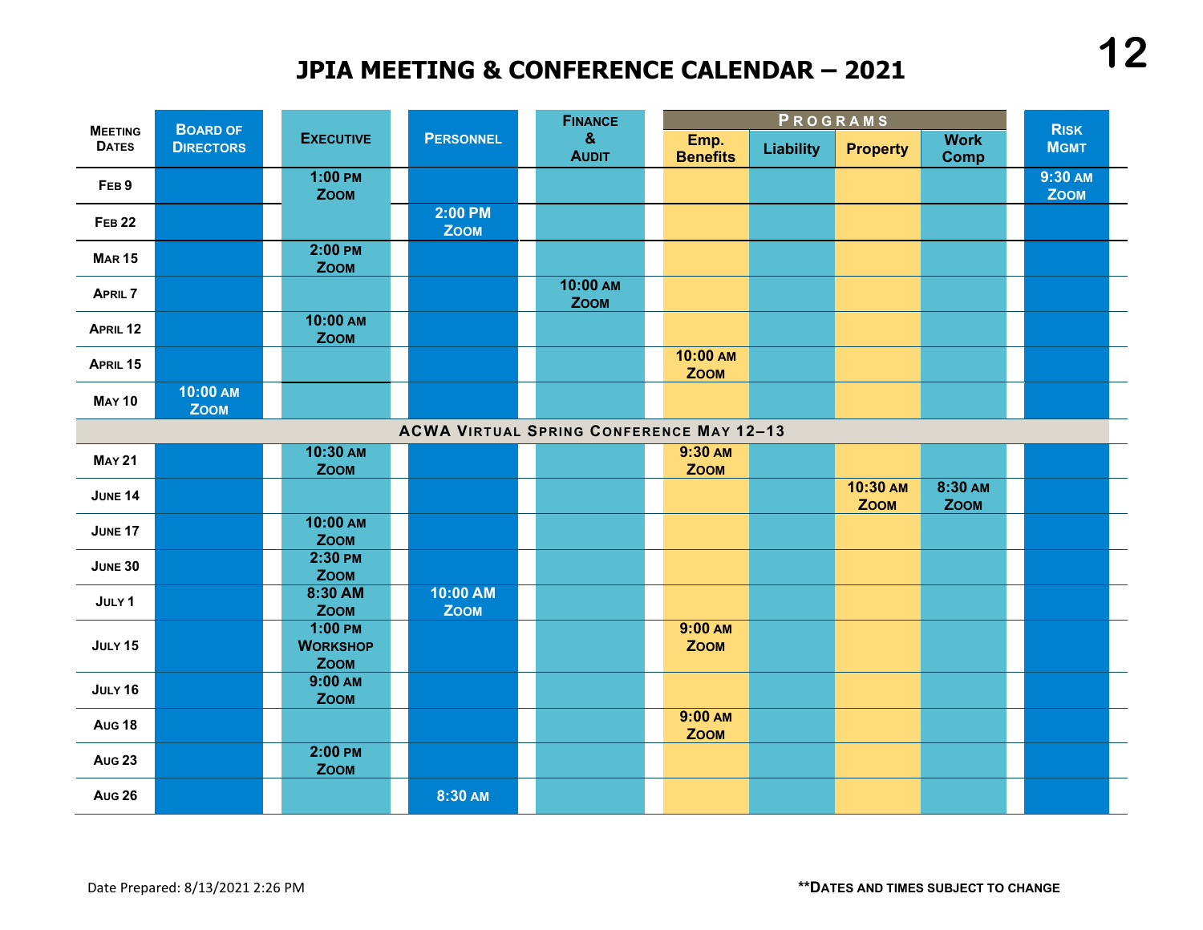# JPIA MEETING & CONFERENCE CALENDAR – 2021

| MEETING DATES | BOARD OF DIRECTORS | EXECUTIVE | PERSONNEL | FINANCE & AUDIT | PROGRAMS | | | | RISK MGMT |
|---|---|---|---|---|---|---|---|---|---|
| | | | | | Emp. Benefits | Liability | Property | Work Comp | |
| FEB 9 | | 1:00 PM ZOOM | | | | | | | 9:30 AM ZOOM |
| FEB 22 | | | 2:00 PM ZOOM | | | | | | |
| MAR 15 | | 2:00 PM ZOOM | | | | | | | |
| APRIL 7 | | | | 10:00 AM ZOOM | | | | | |
| APRIL 12 | | 10:00 AM ZOOM | | | | | | | |
| APRIL 15 | | | | | 10:00 AM ZOOM | | | | |
| MAY 10 | 10:00 AM ZOOM | | | | | | | | |
| ACWA VIRTUAL SPRING CONFERENCE MAY 12–13 | | | | | | | | | |
| MAY 21 | | 10:30 AM ZOOM | | | 9:30 AM ZOOM | | | | |
| JUNE 14 | | | | | | | 10:30 AM ZOOM | 8:30 AM ZOOM | |
| JUNE 17 | | 10:00 AM ZOOM | | | | | | | |
| JUNE 30 | | 2:30 PM ZOOM | | | | | | | |
| JULY 1 | | 8:30 AM ZOOM | 10:00 AM ZOOM | | | | | | |
| JULY 15 | | 1:00 PM WORKSHOP ZOOM | | | 9:00 AM ZOOM | | | | |
| JULY 16 | | 9:00 AM ZOOM | | | | | | | |
| AUG 18 | | | | | 9:00 AM ZOOM | | | | |
| AUG 23 | | 2:00 PM ZOOM | | | | | | | |
| AUG 26 | | | 8:30 AM | | | | | | |

Date Prepared: 8/13/2021 2:26 PM

**DATES AND TIMES SUBJECT TO CHANGE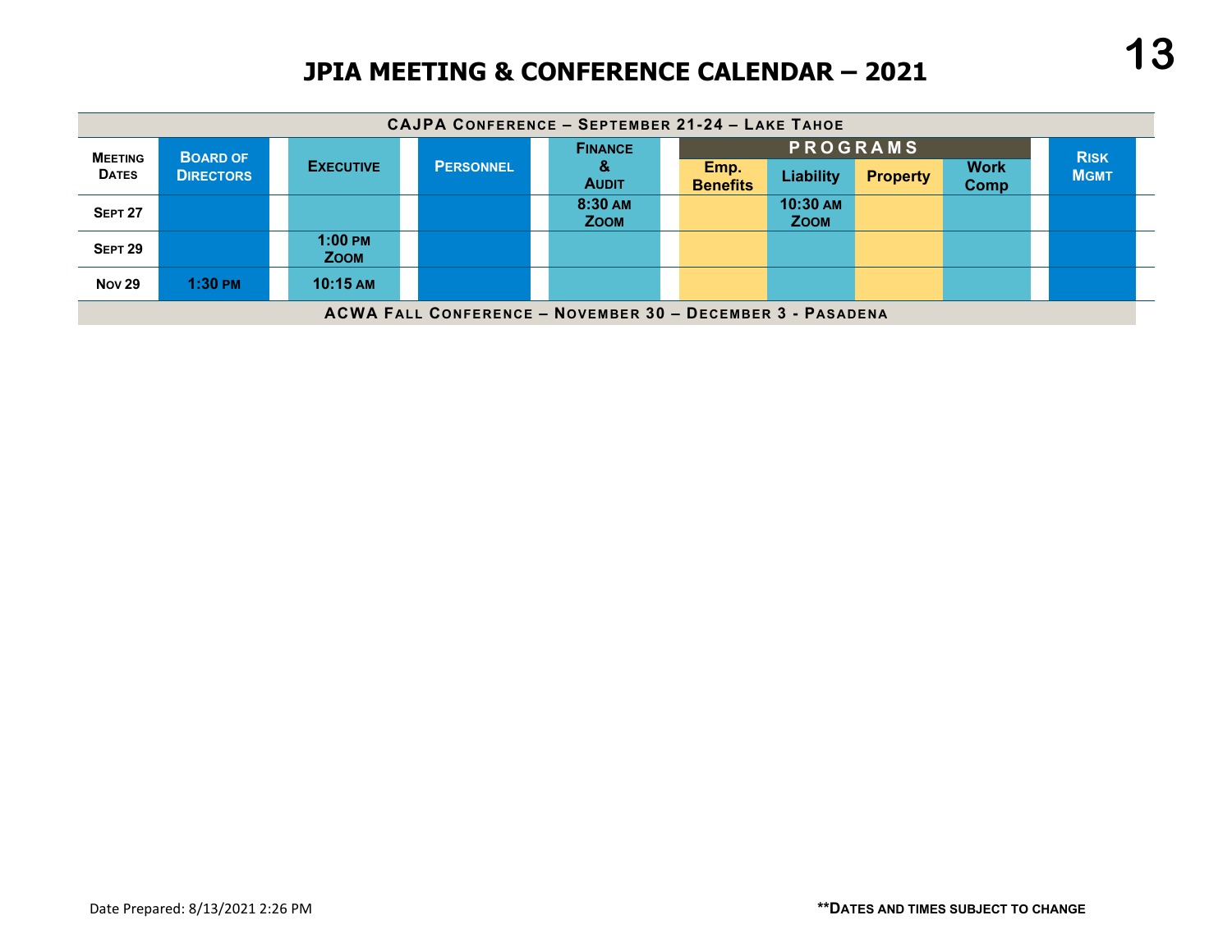# JPIA MEETING & CONFERENCE CALENDAR – 2021

| Meeting Dates | Board of Directors | Executive | Personnel | Finance & Audit | Programs | | | | Risk Mgmt |
|---|---|---|---|---|---|---|---|---|---|
| | | | | | Emp. Benefits | Liability | Property | Work Comp | |
| **CAJPA Conference – September 21-24 – Lake Tahoe** | | | | | | | | | |
| Sept 27 | | | | 8:30 AM Zoom | | 10:30 AM Zoom | | | |
| Sept 29 | | 1:00 PM Zoom | | | | | | | |
| Nov 29 | 1:30 PM | 10:15 AM | | | | | | | |
| **ACWA Fall Conference – November 30 – December 3 - Pasadena** | | | | | | | | | |

Date Prepared: 8/13/2021 2:26 PM

**Dates and times subject to change